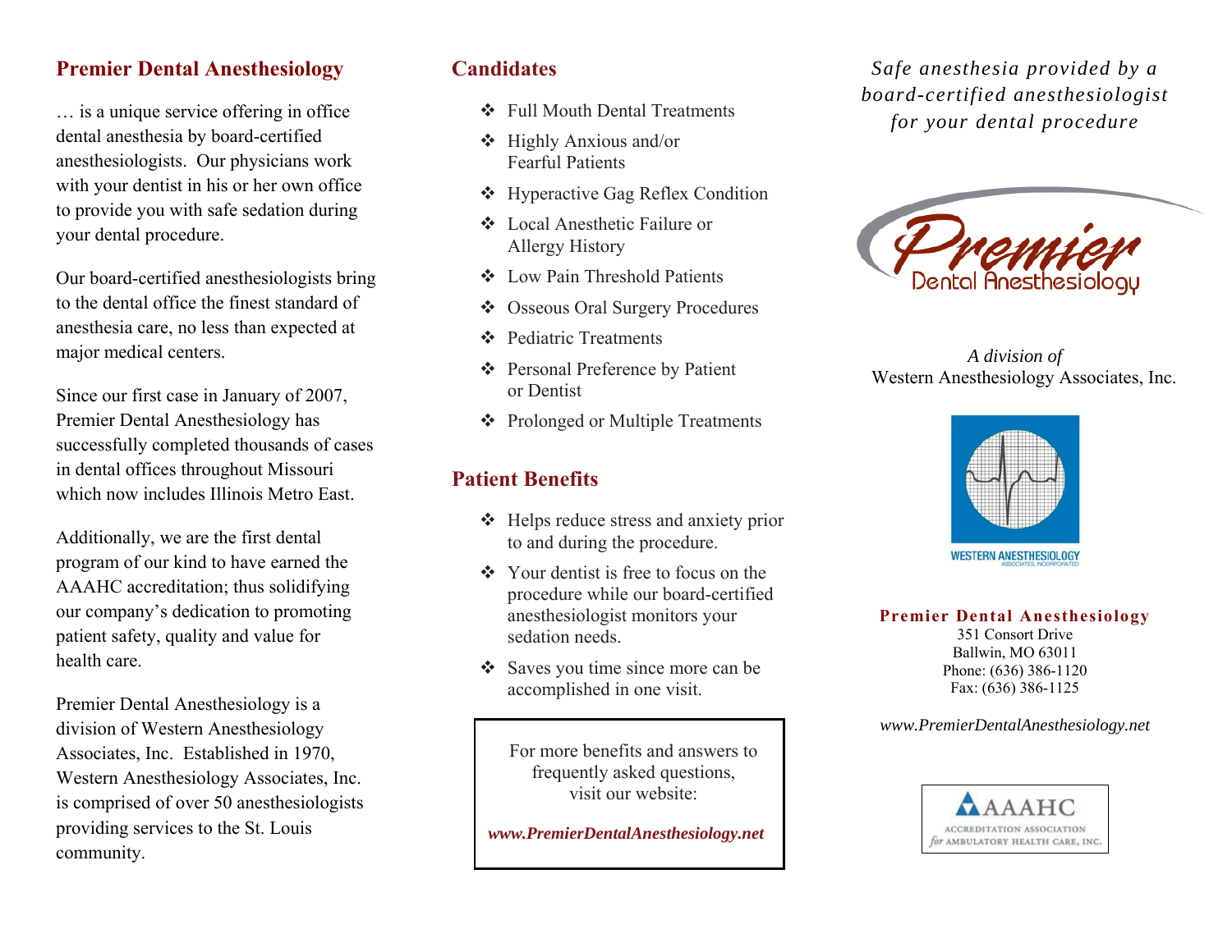## Premier Dental Anesthesiology

… is a unique service offering in office dental anesthesia by board-certified anesthesiologists. Our physicians work with your dentist in his or her own office to provide you with safe sedation during your dental procedure.

Our board-certified anesthesiologists bring to the dental office the finest standard of anesthesia care, no less than expected at major medical centers.

Since our first case in January of 2007, Premier Dental Anesthesiology has successfully completed thousands of cases in dental offices throughout Missouri which now includes Illinois Metro East.

Additionally, we are the first dental program of our kind to have earned the AAAHC accreditation; thus solidifying our company's dedication to promoting patient safety, quality and value for health care.

Premier Dental Anesthesiology is a division of Western Anesthesiology Associates, Inc. Established in 1970, Western Anesthesiology Associates, Inc. is comprised of over 50 anesthesiologists providing services to the St. Louis community.

## Candidates

- Full Mouth Dental Treatments
- Highly Anxious and/or Fearful Patients
- Hyperactive Gag Reflex Condition
- Local Anesthetic Failure or Allergy History
- Low Pain Threshold Patients
- Osseous Oral Surgery Procedures
- Pediatric Treatments
- Personal Preference by Patient or Dentist
- Prolonged or Multiple Treatments

## Patient Benefits

- Helps reduce stress and anxiety prior to and during the procedure.
- Your dentist is free to focus on the procedure while our board-certified anesthesiologist monitors your sedation needs.
- Saves you time since more can be accomplished in one visit.

For more benefits and answers to frequently asked questions, visit our website:

***www.PremierDentalAnesthesiology.net***

*Safe anesthesia provided by a board-certified anesthesiologist for your dental procedure*

Premier Dental Anesthesiology

*A division of*
Western Anesthesiology Associates, Inc.

WESTERN ANESTHESIOLOGY ASSOCIATES, INCORPORATED

**Premier Dental Anesthesiology**
351 Consort Drive
Ballwin, MO 63011
Phone: (636) 386-1120
Fax: (636) 386-1125

*www.PremierDentalAnesthesiology.net*

AAAHC
ACCREDITATION ASSOCIATION for AMBULATORY HEALTH CARE, INC.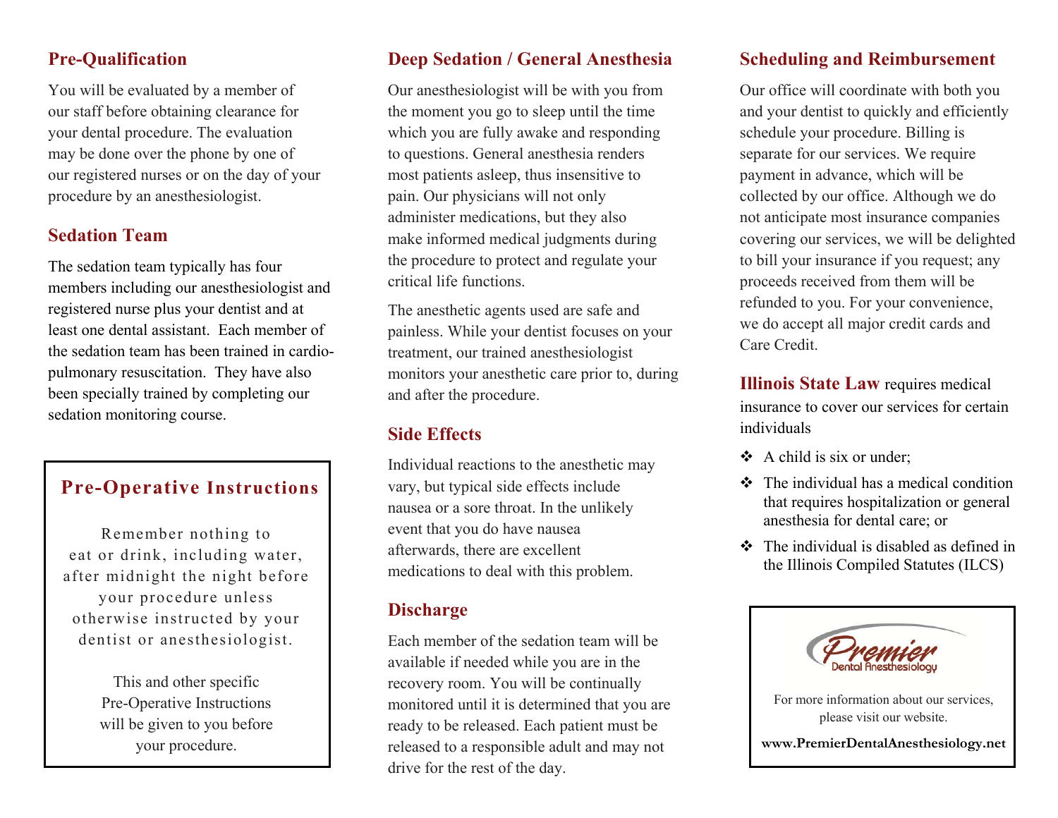## Pre-Qualification

You will be evaluated by a member of our staff before obtaining clearance for your dental procedure. The evaluation may be done over the phone by one of our registered nurses or on the day of your procedure by an anesthesiologist.

## Sedation Team

The sedation team typically has four members including our anesthesiologist and registered nurse plus your dentist and at least one dental assistant. Each member of the sedation team has been trained in cardio-pulmonary resuscitation. They have also been specially trained by completing our sedation monitoring course.

## Pre-Operative Instructions

Remember nothing to eat or drink, including water, after midnight the night before your procedure unless otherwise instructed by your dentist or anesthesiologist.

This and other specific Pre-Operative Instructions will be given to you before your procedure.

## Deep Sedation / General Anesthesia

Our anesthesiologist will be with you from the moment you go to sleep until the time which you are fully awake and responding to questions. General anesthesia renders most patients asleep, thus insensitive to pain. Our physicians will not only administer medications, but they also make informed medical judgments during the procedure to protect and regulate your critical life functions.

The anesthetic agents used are safe and painless. While your dentist focuses on your treatment, our trained anesthesiologist monitors your anesthetic care prior to, during and after the procedure.

## Side Effects

Individual reactions to the anesthetic may vary, but typical side effects include nausea or a sore throat. In the unlikely event that you do have nausea afterwards, there are excellent medications to deal with this problem.

## Discharge

Each member of the sedation team will be available if needed while you are in the recovery room. You will be continually monitored until it is determined that you are ready to be released. Each patient must be released to a responsible adult and may not drive for the rest of the day.

## Scheduling and Reimbursement

Our office will coordinate with both you and your dentist to quickly and efficiently schedule your procedure. Billing is separate for our services. We require payment in advance, which will be collected by our office. Although we do not anticipate most insurance companies covering our services, we will be delighted to bill your insurance if you request; any proceeds received from them will be refunded to you. For your convenience, we do accept all major credit cards and Care Credit.

**Illinois State Law** requires medical insurance to cover our services for certain individuals

- A child is six or under;
- The individual has a medical condition that requires hospitalization or general anesthesia for dental care; or
- The individual is disabled as defined in the Illinois Compiled Statutes (ILCS)

Premier Dental Anesthesiology

For more information about our services, please visit our website.

**www.PremierDentalAnesthesiology.net**